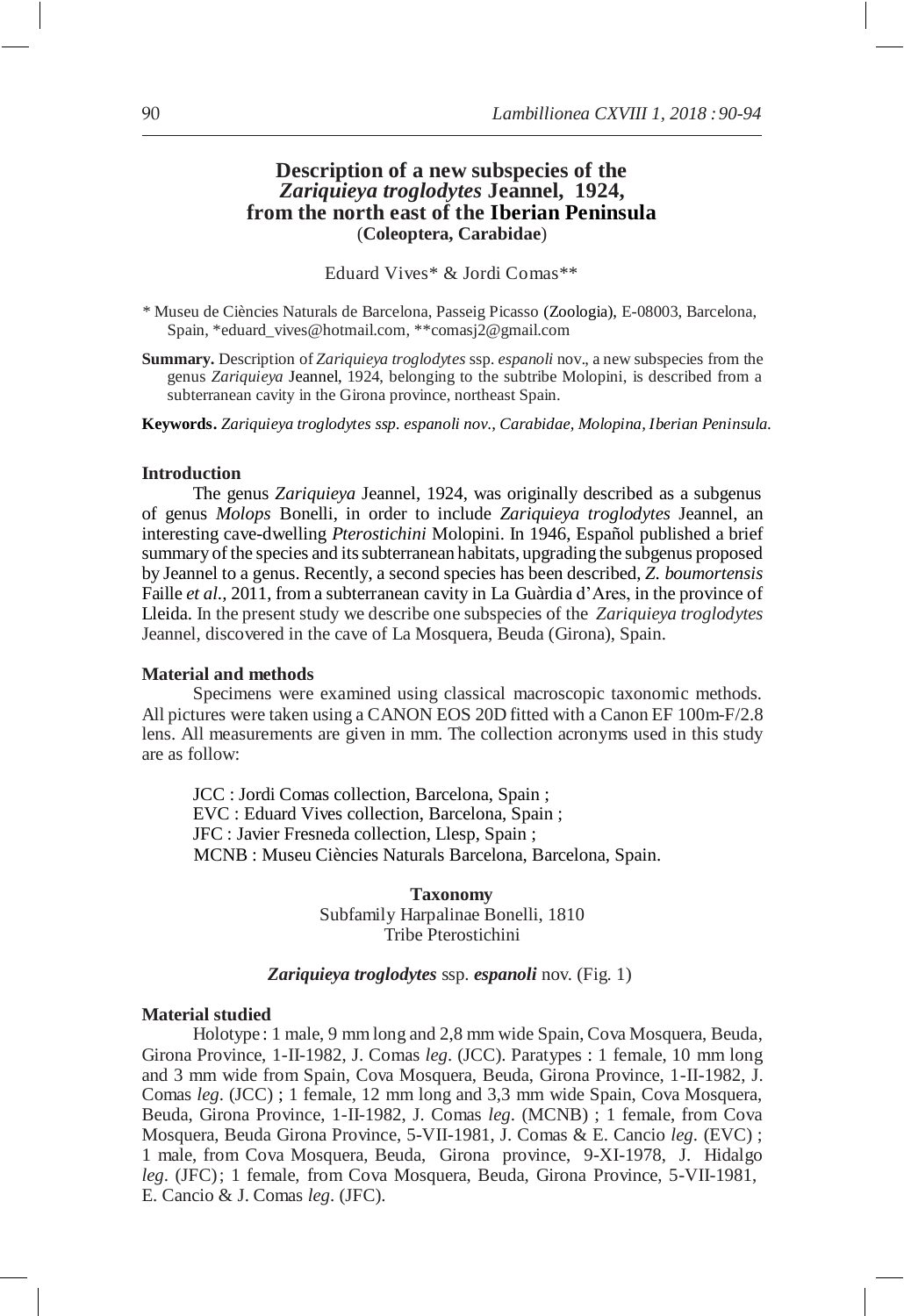# Description of a new subspecies of the *Zariquieya troglodytes* Jeannel, 1924, from the north east of the Iberian Peninsula (**Coleoptera, Carabidae**)

Eduard Vives* & Jordi Comas**

\* Museu de Ciències Naturals de Barcelona, Passeig Picasso (Zoologia), E-08003, Barcelona, Spain, *eduard_vives@hotmail.com, **comasj2@gmail.com

**Summary.** Description of *Zariquieya troglodytes* ssp. *espanoli* nov., a new subspecies from the genus *Zariquieya* Jeannel, 1924, belonging to the subtribe Molopini, is described from a subterranean cavity in the Girona province, northeast Spain.

**Keywords.** *Zariquieya troglodytes ssp. espanoli nov., Carabidae, Molopina, Iberian Peninsula.*

## Introduction

The genus *Zariquieya* Jeannel, 1924, was originally described as a subgenus of genus *Molops* Bonelli, in order to include *Zariquieya troglodytes* Jeannel, an interesting cave-dwelling *Pterostichini* Molopini. In 1946, Español published a brief summary of the species and its subterranean habitats, upgrading the subgenus proposed by Jeannel to a genus. Recently, a second species has been described, *Z. boumortensis* Faille *et al.*, 2011, from a subterranean cavity in La Guàrdia d'Ares, in the province of Lleida. In the present study we describe one subspecies of the *Zariquieya troglodytes* Jeannel, discovered in the cave of La Mosquera, Beuda (Girona), Spain.

## Material and methods

Specimens were examined using classical macroscopic taxonomic methods. All pictures were taken using a CANON EOS 20D fitted with a Canon EF 100m-F/2.8 lens. All measurements are given in mm. The collection acronyms used in this study are as follow:

JCC : Jordi Comas collection, Barcelona, Spain ;
EVC : Eduard Vives collection, Barcelona, Spain ;
JFC : Javier Fresneda collection, Llesp, Spain ;
MCNB : Museu Ciències Naturals Barcelona, Barcelona, Spain.

## Taxonomy

Subfamily Harpalinae Bonelli, 1810
Tribe Pterostichini

### *Zariquieya troglodytes* ssp. *espanoli* nov. (Fig. 1)

## Material studied

Holotype : 1 male, 9 mm long and 2,8 mm wide Spain, Cova Mosquera, Beuda, Girona Province, 1-II-1982, J. Comas *leg*. (JCC). Paratypes : 1 female, 10 mm long and 3 mm wide from Spain, Cova Mosquera, Beuda, Girona Province, 1-II-1982, J. Comas *leg*. (JCC) ; 1 female, 12 mm long and 3,3 mm wide Spain, Cova Mosquera, Beuda, Girona Province, 1-II-1982, J. Comas *leg*. (MCNB) ; 1 female, from Cova Mosquera, Beuda Girona Province, 5-VII-1981, J. Comas & E. Cancio *leg*. (EVC) ; 1 male, from Cova Mosquera, Beuda, Girona province, 9-XI-1978, J. Hidalgo *leg*. (JFC) ; 1 female, from Cova Mosquera, Beuda, Girona Province, 5-VII-1981, E. Cancio & J. Comas *leg*. (JFC).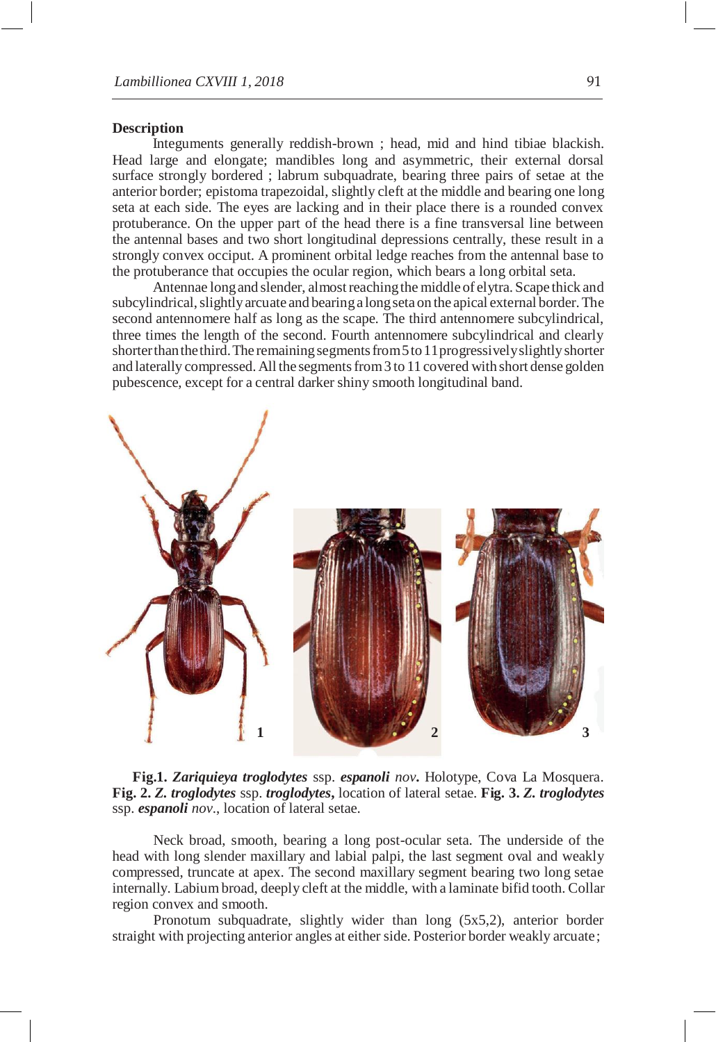## Description

Integuments generally reddish-brown ; head, mid and hind tibiae blackish. Head large and elongate; mandibles long and asymmetric, their external dorsal surface strongly bordered ; labrum subquadrate, bearing three pairs of setae at the anterior border; epistoma trapezoidal, slightly cleft at the middle and bearing one long seta at each side. The eyes are lacking and in their place there is a rounded convex protuberance. On the upper part of the head there is a fine transversal line between the antennal bases and two short longitudinal depressions centrally, these result in a strongly convex occiput. A prominent orbital ledge reaches from the antennal base to the protuberance that occupies the ocular region, which bears a long orbital seta.

Antennae long and slender, almost reaching the middle of elytra. Scape thick and subcylindrical, slightly arcuate and bearing a long seta on the apical external border. The second antennomere half as long as the scape. The third antennomere subcylindrical, three times the length of the second. Fourth antennomere subcylindrical and clearly shorter than the third. The remaining segments from 5 to 11 progressively slightly shorter and laterally compressed. All the segments from 3 to 11 covered with short dense golden pubescence, except for a central darker shiny smooth longitudinal band.

**Fig.1.** ***Zariquieya troglodytes*** ssp. ***espanoli*** *nov***.** Holotype, Cova La Mosquera. **Fig. 2.** ***Z. troglodytes*** ssp. ***troglodytes*****,** location of lateral setae. **Fig. 3.** ***Z. troglodytes*** ssp. ***espanoli*** *nov*., location of lateral setae.

Neck broad, smooth, bearing a long post-ocular seta. The underside of the head with long slender maxillary and labial palpi, the last segment oval and weakly compressed, truncate at apex. The second maxillary segment bearing two long setae internally. Labium broad, deeply cleft at the middle, with a laminate bifid tooth. Collar region convex and smooth.

Pronotum subquadrate, slightly wider than long (5x5,2), anterior border straight with projecting anterior angles at either side. Posterior border weakly arcuate;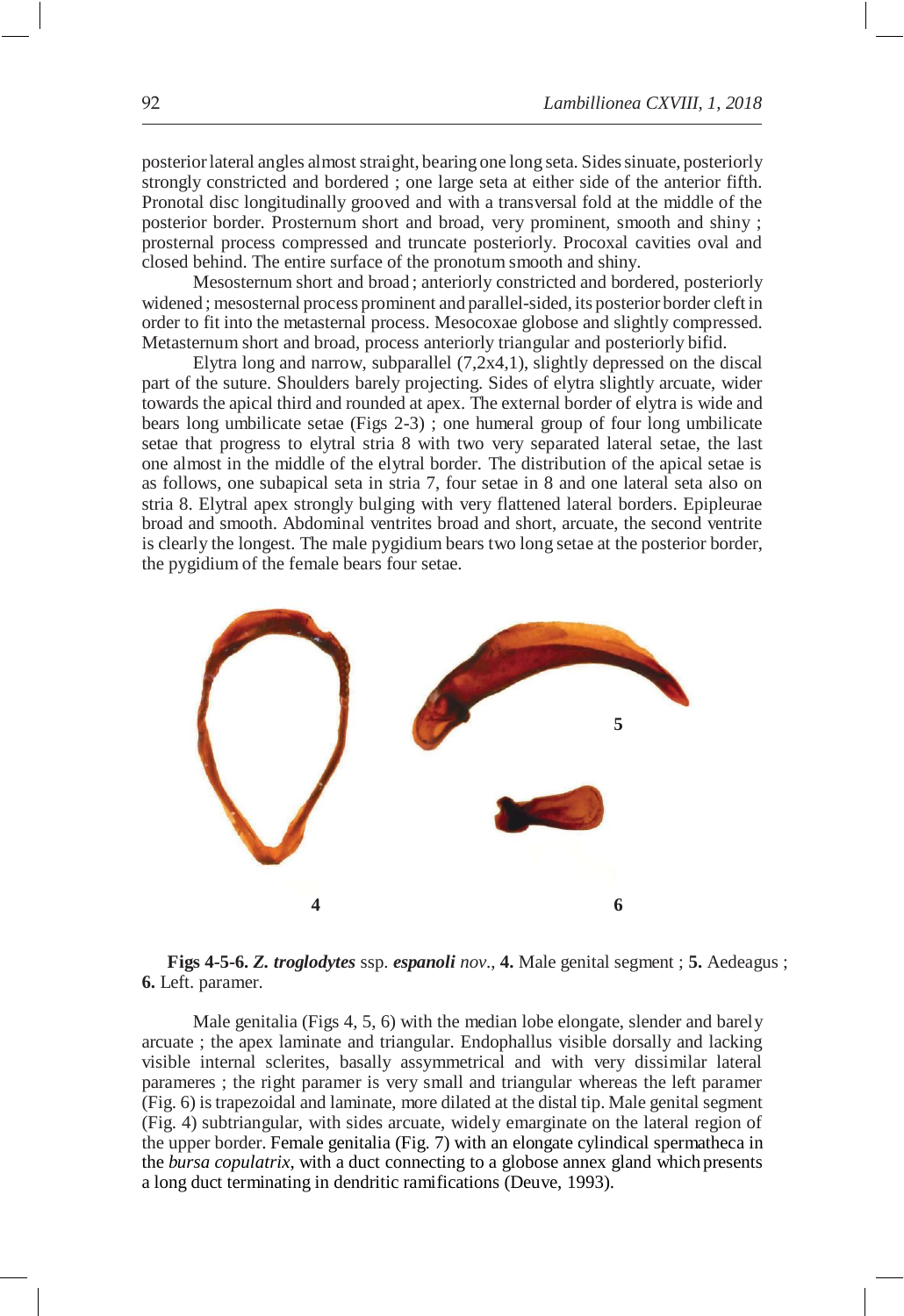posterior lateral angles almost straight, bearing one long seta. Sides sinuate, posteriorly strongly constricted and bordered ; one large seta at either side of the anterior fifth. Pronotal disc longitudinally grooved and with a transversal fold at the middle of the posterior border. Prosternum short and broad, very prominent, smooth and shiny ; prosternal process compressed and truncate posteriorly. Procoxal cavities oval and closed behind. The entire surface of the pronotum smooth and shiny.

Mesosternum short and broad ; anteriorly constricted and bordered, posteriorly widened ; mesosternal process prominent and parallel-sided, its posterior border cleft in order to fit into the metasternal process. Mesocoxae globose and slightly compressed. Metasternum short and broad, process anteriorly triangular and posteriorly bifid.

Elytra long and narrow, subparallel (7,2x4,1), slightly depressed on the discal part of the suture. Shoulders barely projecting. Sides of elytra slightly arcuate, wider towards the apical third and rounded at apex. The external border of elytra is wide and bears long umbilicate setae (Figs 2-3) ; one humeral group of four long umbilicate setae that progress to elytral stria 8 with two very separated lateral setae, the last one almost in the middle of the elytral border. The distribution of the apical setae is as follows, one subapical seta in stria 7, four setae in 8 and one lateral seta also on stria 8. Elytral apex strongly bulging with very flattened lateral borders. Epipleurae broad and smooth. Abdominal ventrites broad and short, arcuate, the second ventrite is clearly the longest. The male pygidium bears two long setae at the posterior border, the pygidium of the female bears four setae.

**Figs 4-5-6.** ***Z. troglodytes*** ssp. ***espanoli*** *nov*., **4.** Male genital segment ; **5.** Aedeagus ; **6.** Left. paramer.

Male genitalia (Figs 4, 5, 6) with the median lobe elongate, slender and barely arcuate ; the apex laminate and triangular. Endophallus visible dorsally and lacking visible internal sclerites, basally assymmetrical and with very dissimilar lateral parameres ; the right paramer is very small and triangular whereas the left paramer (Fig. 6) is trapezoidal and laminate, more dilated at the distal tip. Male genital segment (Fig. 4) subtriangular, with sides arcuate, widely emarginate on the lateral region of the upper border. Female genitalia (Fig. 7) with an elongate cylindical spermatheca in the *bursa copulatrix*, with a duct connecting to a globose annex gland which presents a long duct terminating in dendritic ramifications (Deuve, 1993).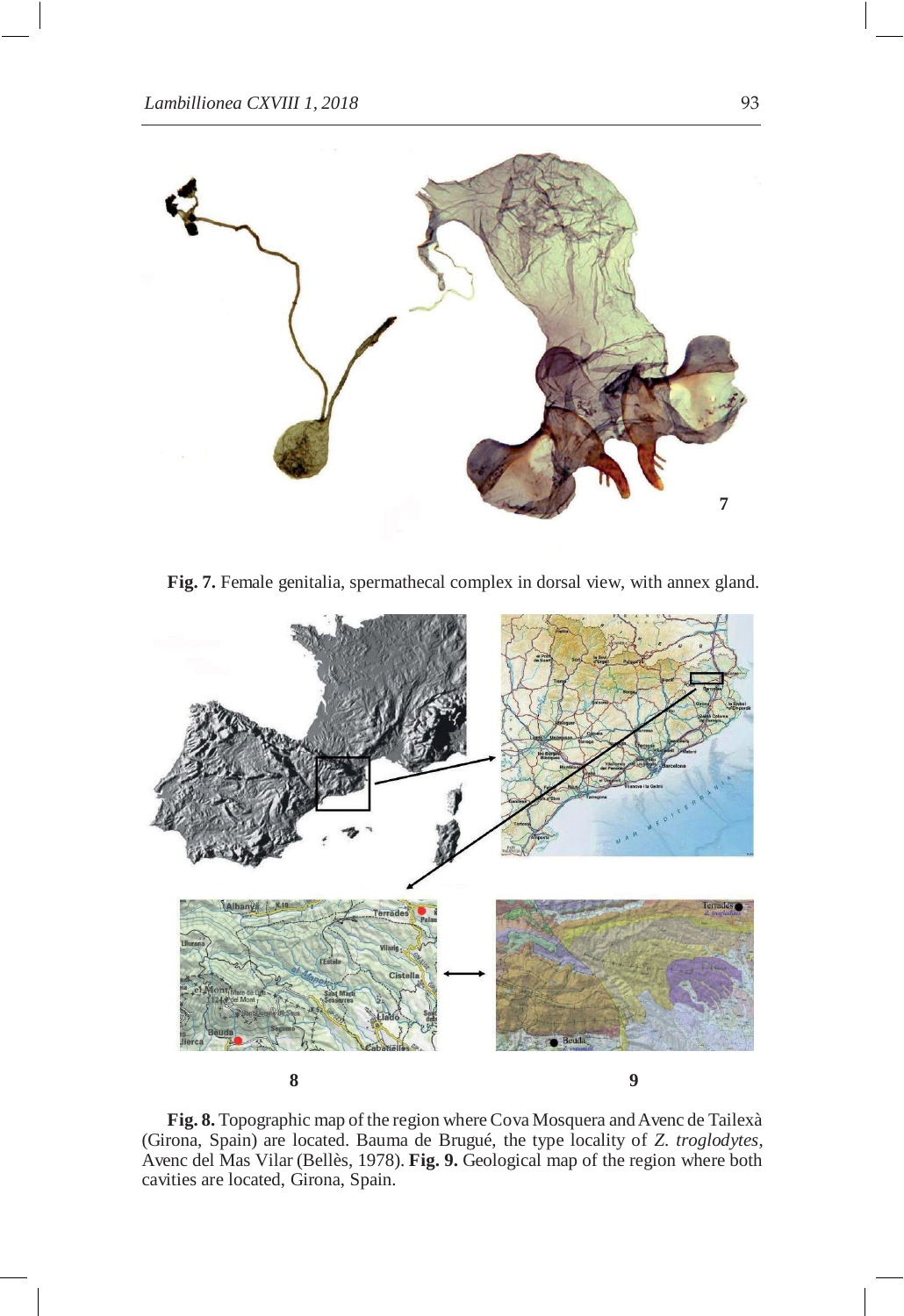**Fig. 7.** Female genitalia, spermathecal complex in dorsal view, with annex gland.

**Fig. 8.** Topographic map of the region where Cova Mosquera and Avenc de Tailexà (Girona, Spain) are located. Bauma de Brugué, the type locality of *Z. troglodytes*, Avenc del Mas Vilar (Bellès, 1978). **Fig. 9.** Geological map of the region where both cavities are located, Girona, Spain.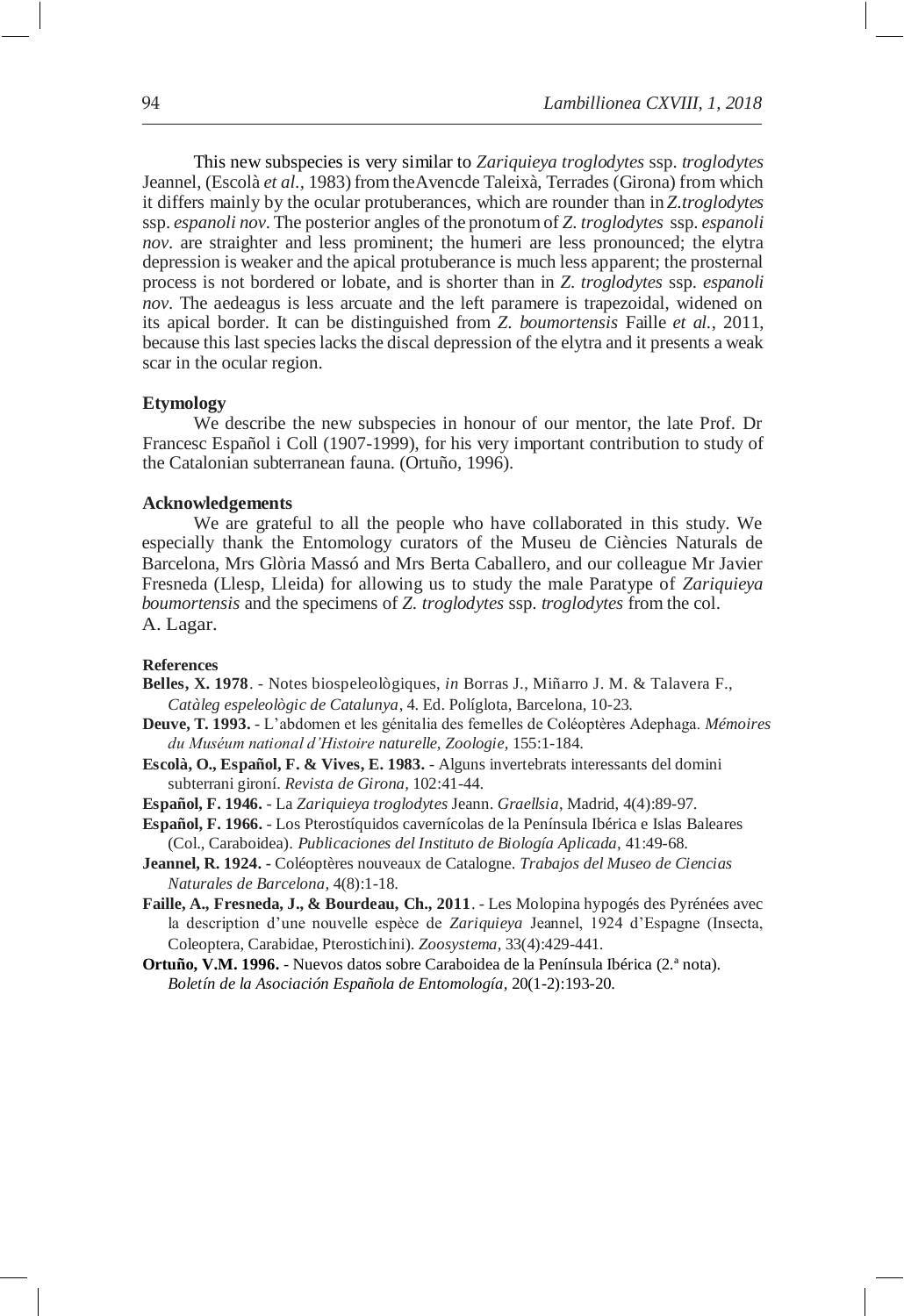This new subspecies is very similar to *Zariquieya troglodytes* ssp. *troglodytes* Jeannel, (Escolà *et al*., 1983) from theAvencde Taleixà, Terrades (Girona) from which it differs mainly by the ocular protuberances, which are rounder than in *Z.troglodytes* ssp. *espanoli nov*. The posterior angles of the pronotum of *Z. troglodytes* ssp. *espanoli nov*. are straighter and less prominent; the humeri are less pronounced; the elytra depression is weaker and the apical protuberance is much less apparent; the prosternal process is not bordered or lobate, and is shorter than in *Z. troglodytes* ssp. *espanoli nov*. The aedeagus is less arcuate and the left paramere is trapezoidal, widened on its apical border. It can be distinguished from *Z. boumortensis* Faille *et al.*, 2011, because this last species lacks the discal depression of the elytra and it presents a weak scar in the ocular region.

**Etymology**

We describe the new subspecies in honour of our mentor, the late Prof. Dr Francesc Español i Coll (1907-1999), for his very important contribution to study of the Catalonian subterranean fauna. (Ortuño, 1996).

**Acknowledgements**

We are grateful to all the people who have collaborated in this study. We especially thank the Entomology curators of the Museu de Ciències Naturals de Barcelona, Mrs Glòria Massó and Mrs Berta Caballero, and our colleague Mr Javier Fresneda (Llesp, Lleida) for allowing us to study the male Paratype of *Zariquieya boumortensis* and the specimens of *Z. troglodytes* ssp. *troglodytes* from the col. A. Lagar.

**References**

**Belles, X. 1978**. - Notes biospeleològiques, *in* Borras J., Miñarro J. M. & Talavera F., *Catàleg espeleològic de Catalunya*, 4. Ed. Políglota, Barcelona, 10-23.

**Deuve, T. 1993.** - L'abdomen et les génitalia des femelles de Coléoptères Adephaga. *Mémoires du Muséum national d'Histoire naturelle, Zoologie,* 155:1-184.

**Escolà, O., Español, F. & Vives, E. 1983.** - Alguns invertebrats interessants del domini subterrani gironí. *Revista de Girona,* 102:41-44.

**Español, F. 1946.** - La *Zariquieya troglodytes* Jeann. *Graellsia*, Madrid, 4(4):89-97.

**Español, F. 1966.** - Los Pterostíquidos cavernícolas de la Península Ibérica e Islas Baleares (Col., Caraboidea). *Publicaciones del Instituto de Biología Aplicada*, 41:49-68.

**Jeannel, R. 1924.** - Coléoptères nouveaux de Catalogne. *Trabajos del Museo de Ciencias Naturales de Barcelona,* 4(8):1-18.

**Faille, A., Fresneda, J., & Bourdeau, Ch., 2011**. - Les Molopina hypogés des Pyrénées avec la description d'une nouvelle espèce de *Zariquieya* Jeannel, 1924 d'Espagne (Insecta, Coleoptera, Carabidae, Pterostichini). *Zoosystema*, 33(4):429-441.

**Ortuño, V.M. 1996.** - Nuevos datos sobre Caraboidea de la Península Ibérica (2.ª nota). *Boletín de la Asociación Española de Entomología*, 20(1-2):193-20.